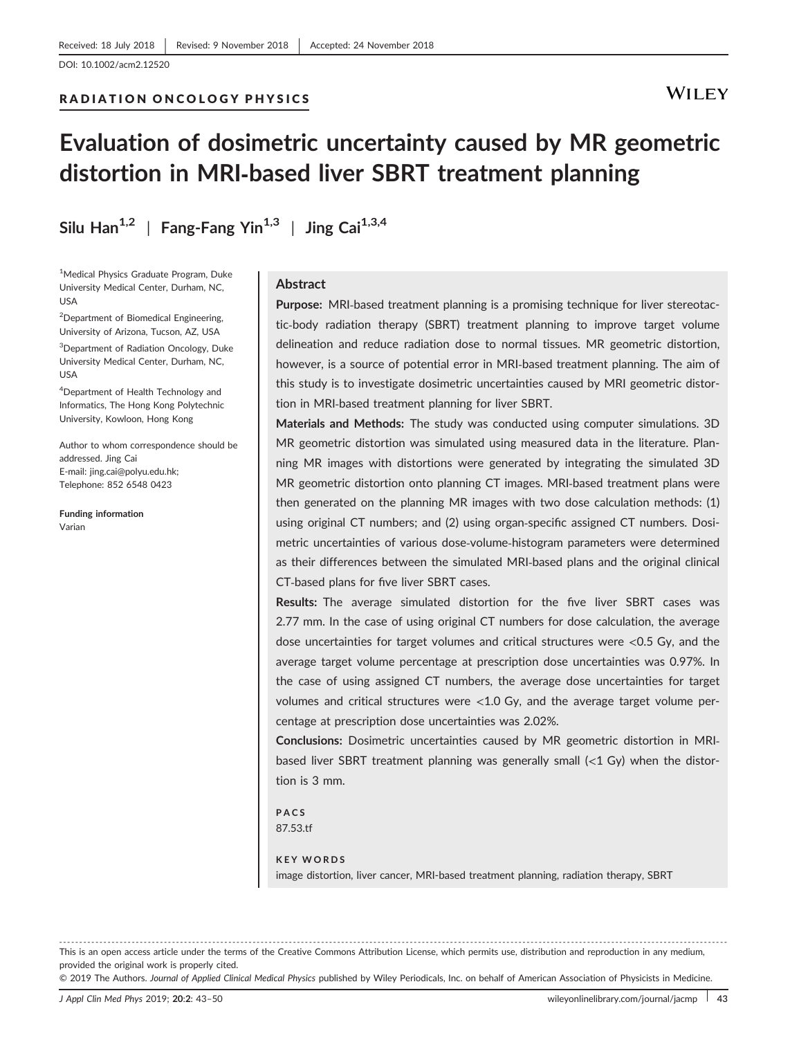Received: 18 July 2018 | Revised: 9 November 2018 | Accepted: 24 November 2018

DOI: 10.1002/acm2.12520

RADIATION ONCOLOGY PHYSICS

# Evaluation of dosimetric uncertainty caused by MR geometric distortion in MRI-based liver SBRT treatment planning

**Silu Han**[1,2] | **Fang-Fang Yin**[1,3] | **Jing Cai**[1,3,4]

[1]Medical Physics Graduate Program, Duke University Medical Center, Durham, NC, USA

[2]Department of Biomedical Engineering, University of Arizona, Tucson, AZ, USA

[3]Department of Radiation Oncology, Duke University Medical Center, Durham, NC, USA

[4]Department of Health Technology and Informatics, The Hong Kong Polytechnic University, Kowloon, Hong Kong

Author to whom correspondence should be addressed. Jing Cai
E-mail: jing.cai@polyu.edu.hk;
Telephone: 852 6548 0423

**Funding information**
Varian

## Abstract

**Purpose:** MRI-based treatment planning is a promising technique for liver stereotactic-body radiation therapy (SBRT) treatment planning to improve target volume delineation and reduce radiation dose to normal tissues. MR geometric distortion, however, is a source of potential error in MRI-based treatment planning. The aim of this study is to investigate dosimetric uncertainties caused by MRI geometric distortion in MRI-based treatment planning for liver SBRT.

**Materials and Methods:** The study was conducted using computer simulations. 3D MR geometric distortion was simulated using measured data in the literature. Planning MR images with distortions were generated by integrating the simulated 3D MR geometric distortion onto planning CT images. MRI-based treatment plans were then generated on the planning MR images with two dose calculation methods: (1) using original CT numbers; and (2) using organ-specific assigned CT numbers. Dosimetric uncertainties of various dose-volume-histogram parameters were determined as their differences between the simulated MRI-based plans and the original clinical CT-based plans for five liver SBRT cases.

**Results:** The average simulated distortion for the five liver SBRT cases was 2.77 mm. In the case of using original CT numbers for dose calculation, the average dose uncertainties for target volumes and critical structures were <0.5 Gy, and the average target volume percentage at prescription dose uncertainties was 0.97%. In the case of using assigned CT numbers, the average dose uncertainties for target volumes and critical structures were <1.0 Gy, and the average target volume percentage at prescription dose uncertainties was 2.02%.

**Conclusions:** Dosimetric uncertainties caused by MR geometric distortion in MRI-based liver SBRT treatment planning was generally small (<1 Gy) when the distortion is 3 mm.

**PACS**
87.53.tf

**KEY WORDS**
image distortion, liver cancer, MRI-based treatment planning, radiation therapy, SBRT

---

This is an open access article under the terms of the Creative Commons Attribution License, which permits use, distribution and reproduction in any medium, provided the original work is properly cited.

© 2019 The Authors. *Journal of Applied Clinical Medical Physics* published by Wiley Periodicals, Inc. on behalf of American Association of Physicists in Medicine.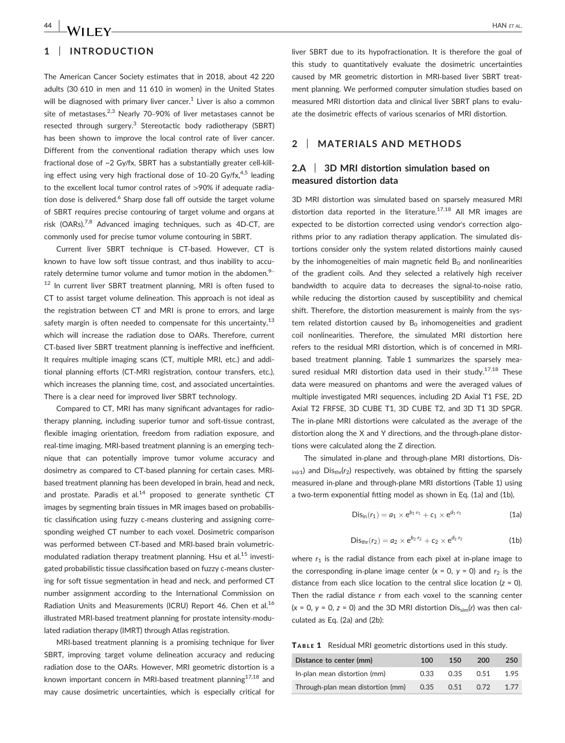## 1 | INTRODUCTION

The American Cancer Society estimates that in 2018, about 42 220 adults (30 610 in men and 11 610 in women) in the United States will be diagnosed with primary liver cancer.[1] Liver is also a common site of metastases.[2,3] Nearly 70–90% of liver metastases cannot be resected through surgery.[3] Stereotactic body radiotherapy (SBRT) has been shown to improve the local control rate of liver cancer. Different from the conventional radiation therapy which uses low fractional dose of ~2 Gy/fx, SBRT has a substantially greater cell-killing effect using very high fractional dose of 10–20 Gy/fx,[4,5] leading to the excellent local tumor control rates of >90% if adequate radiation dose is delivered.[6] Sharp dose fall off outside the target volume of SBRT requires precise contouring of target volume and organs at risk (OARs).[7,8] Advanced imaging techniques, such as 4D-CT, are commonly used for precise tumor volume contouring in SBRT.

Current liver SBRT technique is CT-based. However, CT is known to have low soft tissue contrast, and thus inability to accurately determine tumor volume and tumor motion in the abdomen.[9–12] In current liver SBRT treatment planning, MRI is often fused to CT to assist target volume delineation. This approach is not ideal as the registration between CT and MRI is prone to errors, and large safety margin is often needed to compensate for this uncertainty,[13] which will increase the radiation dose to OARs. Therefore, current CT-based liver SBRT treatment planning is ineffective and inefficient. It requires multiple imaging scans (CT, multiple MRI, etc.) and additional planning efforts (CT-MRI registration, contour transfers, etc.), which increases the planning time, cost, and associated uncertainties. There is a clear need for improved liver SBRT technology.

Compared to CT, MRI has many significant advantages for radiotherapy planning, including superior tumor and soft-tissue contrast, flexible imaging orientation, freedom from radiation exposure, and real-time imaging. MRI-based treatment planning is an emerging technique that can potentially improve tumor volume accuracy and dosimetry as compared to CT-based planning for certain cases. MRI-based treatment planning has been developed in brain, head and neck, and prostate. Paradis et al.[14] proposed to generate synthetic CT images by segmenting brain tissues in MR images based on probabilistic classification using fuzzy c-means clustering and assigning corresponding weighed CT number to each voxel. Dosimetric comparison was performed between CT-based and MRI-based brain volumetric-modulated radiation therapy treatment planning. Hsu et al.[15] investigated probabilistic tissue classification based on fuzzy c-means clustering for soft tissue segmentation in head and neck, and performed CT number assignment according to the International Commission on Radiation Units and Measurements (ICRU) Report 46. Chen et al.[16] illustrated MRI-based treatment planning for prostate intensity-modulated radiation therapy (IMRT) through Atlas registration.

MRI-based treatment planning is a promising technique for liver SBRT, improving target volume delineation accuracy and reducing radiation dose to the OARs. However, MRI geometric distortion is a known important concern in MRI-based treatment planning[17,18] and may cause dosimetric uncertainties, which is especially critical for liver SBRT due to its hypofractionation. It is therefore the goal of this study to quantitatively evaluate the dosimetric uncertainties caused by MR geometric distortion in MRI-based liver SBRT treatment planning. We performed computer simulation studies based on measured MRI distortion data and clinical liver SBRT plans to evaluate the dosimetric effects of various scenarios of MRI distortion.

## 2 | MATERIALS AND METHODS

### 2.A | 3D MRI distortion simulation based on measured distortion data

3D MRI distortion was simulated based on sparsely measured MRI distortion data reported in the literature.[17,18] All MR images are expected to be distortion corrected using vendor's correction algorithms prior to any radiation therapy application. The simulated distortions consider only the system related distortions mainly caused by the inhomogeneities of main magnetic field $B_0$ and nonlinearities of the gradient coils. And they selected a relatively high receiver bandwidth to acquire data to decreases the signal-to-noise ratio, while reducing the distortion caused by susceptibility and chemical shift. Therefore, the distortion measurement is mainly from the system related distortion caused by $B_0$ inhomogeneities and gradient coil nonlinearities. Therefore, the simulated MRI distortion here refers to the residual MRI distortion, which is of concerned in MRI-based treatment planning. Table 1 summarizes the sparsely measured residual MRI distortion data used in their study.[17,18] These data were measured on phantoms and were the averaged values of multiple investigated MRI sequences, including 2D Axial T1 FSE, 2D Axial T2 FRFSE, 3D CUBE T1, 3D CUBE T2, and 3D T1 3D SPGR. The in-plane MRI distortions were calculated as the average of the distortion along the X and Y directions, and the through-plane distortions were calculated along the Z direction.

The simulated in-plane and through-plane MRI distortions, $\text{Dis}_{\text{in}}(r_1)$ and $\text{Dis}_{\text{thr}}(r_2)$ respectively, was obtained by fitting the sparsely measured in-plane and through-plane MRI distortions (Table 1) using a two-term exponential fitting model as shown in Eq. (1a) and (1b),

$$\text{Dis}_{\text{in}}(r_1) = a_1 \times e^{b_1 \cdot r_1} + c_1 \times e^{d_1 \cdot r_1} \tag{1a}$$

$$\text{Dis}_{\text{thr}}(r_2) = a_2 \times e^{b_2 \cdot r_2} + c_2 \times e^{d_2 \cdot r_2} \tag{1b}$$

where $r_1$ is the radial distance from each pixel at in-plane image to the corresponding in-plane image center ($x = 0$, $y = 0$) and $r_2$ is the distance from each slice location to the central slice location ($z = 0$). Then the radial distance $r$ from each voxel to the scanning center ($x = 0$, $y = 0$, $z = 0$) and the 3D MRI distortion $\text{Dis}_{\text{sim}}(r)$ was then calculated as Eq. (2a) and (2b):

**TABLE 1** Residual MRI geometric distortions used in this study.

| Distance to center (mm) | 100 | 150 | 200 | 250 |
|---|---|---|---|---|
| In-plan mean distortion (mm) | 0.33 | 0.35 | 0.51 | 1.95 |
| Through-plan mean distortion (mm) | 0.35 | 0.51 | 0.72 | 1.77 |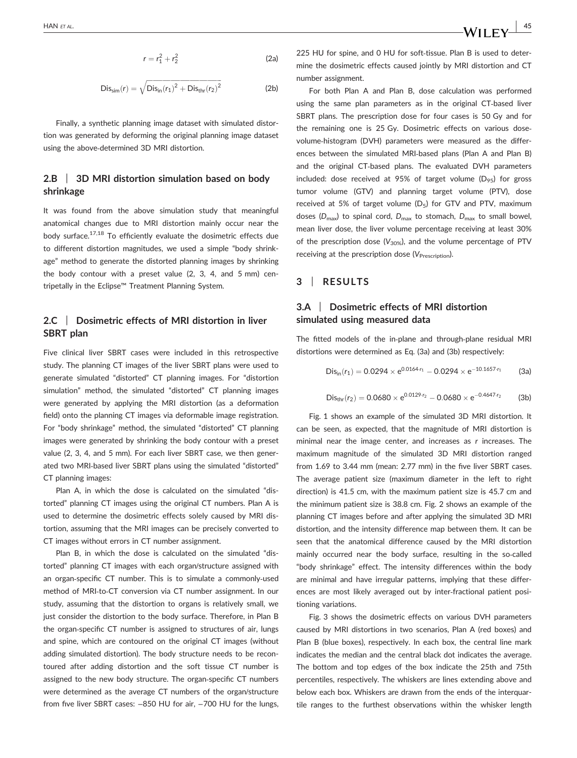$$r = r_1^2 + r_2^2 \tag{2a}$$

$$\text{Dis}_{\text{sim}}(r) = \sqrt{\text{Dis}_{\text{in}}(r_1)^2 + \text{Dis}_{\text{thr}}(r_2)^2} \tag{2b}$$

Finally, a synthetic planning image dataset with simulated distortion was generated by deforming the original planning image dataset using the above-determined 3D MRI distortion.

### 2.B | 3D MRI distortion simulation based on body shrinkage

It was found from the above simulation study that meaningful anatomical changes due to MRI distortion mainly occur near the body surface.[17,18] To efficiently evaluate the dosimetric effects due to different distortion magnitudes, we used a simple "body shrinkage" method to generate the distorted planning images by shrinking the body contour with a preset value (2, 3, 4, and 5 mm) centripetally in the Eclipse™ Treatment Planning System.

### 2.C | Dosimetric effects of MRI distortion in liver SBRT plan

Five clinical liver SBRT cases were included in this retrospective study. The planning CT images of the liver SBRT plans were used to generate simulated "distorted" CT planning images. For "distortion simulation" method, the simulated "distorted" CT planning images were generated by applying the MRI distortion (as a deformation field) onto the planning CT images via deformable image registration. For "body shrinkage" method, the simulated "distorted" CT planning images were generated by shrinking the body contour with a preset value (2, 3, 4, and 5 mm). For each liver SBRT case, we then generated two MRI-based liver SBRT plans using the simulated "distorted" CT planning images:

Plan A, in which the dose is calculated on the simulated "distorted" planning CT images using the original CT numbers. Plan A is used to determine the dosimetric effects solely caused by MRI distortion, assuming that the MRI images can be precisely converted to CT images without errors in CT number assignment.

Plan B, in which the dose is calculated on the simulated "distorted" planning CT images with each organ/structure assigned with an organ-specific CT number. This is to simulate a commonly-used method of MRI-to-CT conversion via CT number assignment. In our study, assuming that the distortion to organs is relatively small, we just consider the distortion to the body surface. Therefore, in Plan B the organ-specific CT number is assigned to structures of air, lungs and spine, which are contoured on the original CT images (without adding simulated distortion). The body structure needs to be recontoured after adding distortion and the soft tissue CT number is assigned to the new body structure. The organ-specific CT numbers were determined as the average CT numbers of the organ/structure from five liver SBRT cases: −850 HU for air, −700 HU for the lungs, 225 HU for spine, and 0 HU for soft-tissue. Plan B is used to determine the dosimetric effects caused jointly by MRI distortion and CT number assignment.

For both Plan A and Plan B, dose calculation was performed using the same plan parameters as in the original CT-based liver SBRT plans. The prescription dose for four cases is 50 Gy and for the remaining one is 25 Gy. Dosimetric effects on various dose-volume-histogram (DVH) parameters were measured as the differences between the simulated MRI-based plans (Plan A and Plan B) and the original CT-based plans. The evaluated DVH parameters included: dose received at 95% of target volume ($D_{95}$) for gross tumor volume (GTV) and planning target volume (PTV), dose received at 5% of target volume ($D_5$) for GTV and PTV, maximum doses ($D_{\max}$) to spinal cord, $D_{\max}$ to stomach, $D_{\max}$ to small bowel, mean liver dose, the liver volume percentage receiving at least 30% of the prescription dose ($V_{30\%}$), and the volume percentage of PTV receiving at the prescription dose ($V_{\text{Prescription}}$).

## 3 | RESULTS

### 3.A | Dosimetric effects of MRI distortion simulated using measured data

The fitted models of the in-plane and through-plane residual MRI distortions were determined as Eq. (3a) and (3b) respectively:

$$\text{Dis}_{\text{in}}(r_1) = 0.0294 \times e^{0.0164 \cdot r_1} - 0.0294 \times e^{-10.1657 \cdot r_1} \tag{3a}$$

$$\text{Dis}_{\text{thr}}(r_2) = 0.0680 \times e^{0.0129 \cdot r_2} - 0.0680 \times e^{-0.4647 \cdot r_2} \tag{3b}$$

Fig. 1 shows an example of the simulated 3D MRI distortion. It can be seen, as expected, that the magnitude of MRI distortion is minimal near the image center, and increases as $r$ increases. The maximum magnitude of the simulated 3D MRI distortion ranged from 1.69 to 3.44 mm (mean: 2.77 mm) in the five liver SBRT cases. The average patient size (maximum diameter in the left to right direction) is 41.5 cm, with the maximum patient size is 45.7 cm and the minimum patient size is 38.8 cm. Fig. 2 shows an example of the planning CT images before and after applying the simulated 3D MRI distortion, and the intensity difference map between them. It can be seen that the anatomical difference caused by the MRI distortion mainly occurred near the body surface, resulting in the so-called "body shrinkage" effect. The intensity differences within the body are minimal and have irregular patterns, implying that these differences are most likely averaged out by inter-fractional patient positioning variations.

Fig. 3 shows the dosimetric effects on various DVH parameters caused by MRI distortions in two scenarios, Plan A (red boxes) and Plan B (blue boxes), respectively. In each box, the central line mark indicates the median and the central black dot indicates the average. The bottom and top edges of the box indicate the 25th and 75th percentiles, respectively. The whiskers are lines extending above and below each box. Whiskers are drawn from the ends of the interquartile ranges to the furthest observations within the whisker length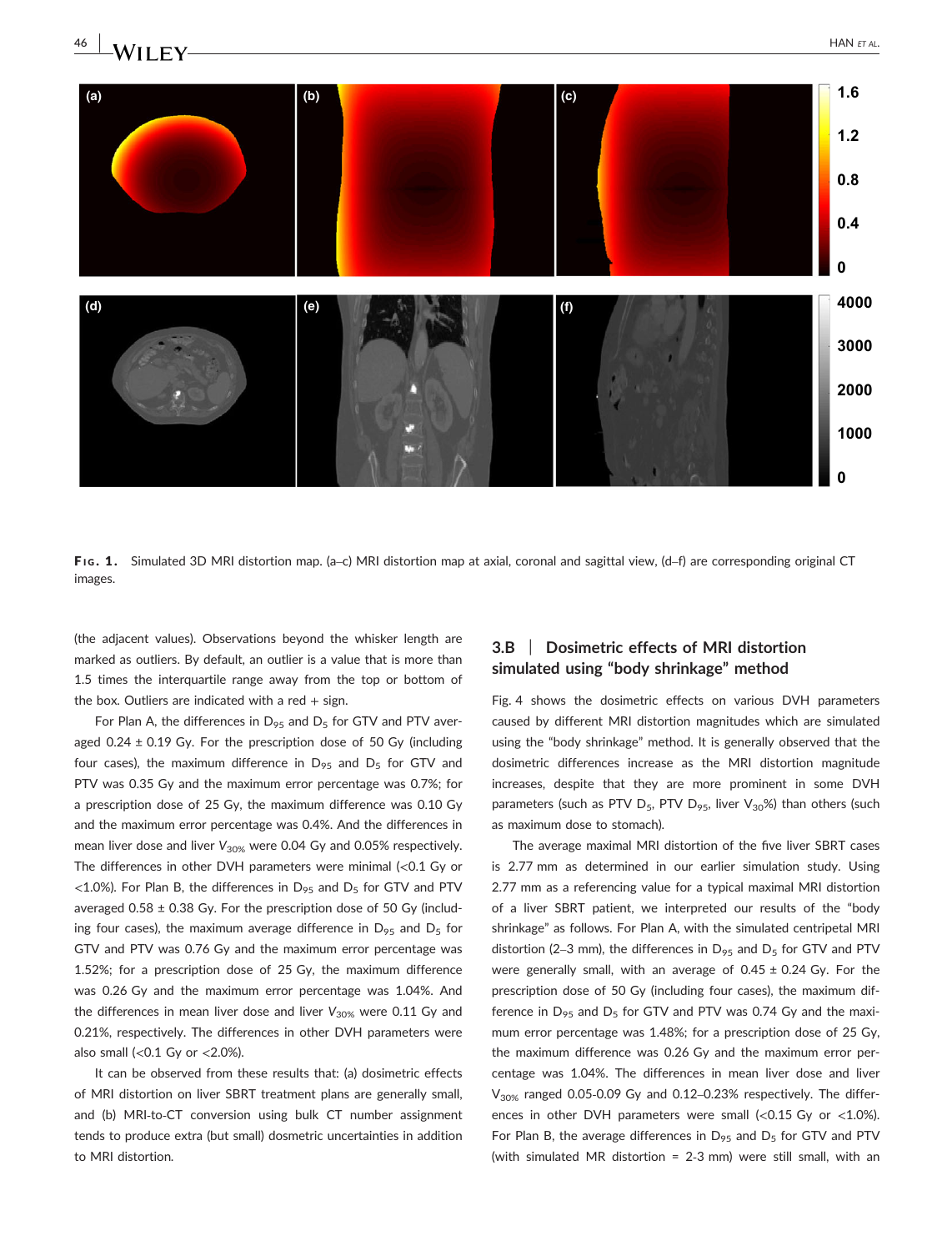**FIG. 1.** Simulated 3D MRI distortion map. (a–c) MRI distortion map at axial, coronal and sagittal view, (d–f) are corresponding original CT images.

(the adjacent values). Observations beyond the whisker length are marked as outliers. By default, an outlier is a value that is more than 1.5 times the interquartile range away from the top or bottom of the box. Outliers are indicated with a red + sign.

For Plan A, the differences in $D_{95}$ and $D_5$ for GTV and PTV averaged 0.24 ± 0.19 Gy. For the prescription dose of 50 Gy (including four cases), the maximum difference in $D_{95}$ and $D_5$ for GTV and PTV was 0.35 Gy and the maximum error percentage was 0.7%; for a prescription dose of 25 Gy, the maximum difference was 0.10 Gy and the maximum error percentage was 0.4%. And the differences in mean liver dose and liver $V_{30\%}$ were 0.04 Gy and 0.05% respectively. The differences in other DVH parameters were minimal (<0.1 Gy or <1.0%). For Plan B, the differences in $D_{95}$ and $D_5$ for GTV and PTV averaged 0.58 ± 0.38 Gy. For the prescription dose of 50 Gy (including four cases), the maximum average difference in $D_{95}$ and $D_5$ for GTV and PTV was 0.76 Gy and the maximum error percentage was 1.52%; for a prescription dose of 25 Gy, the maximum difference was 0.26 Gy and the maximum error percentage was 1.04%. And the differences in mean liver dose and liver $V_{30\%}$ were 0.11 Gy and 0.21%, respectively. The differences in other DVH parameters were also small (<0.1 Gy or <2.0%).

It can be observed from these results that: (a) dosimetric effects of MRI distortion on liver SBRT treatment plans are generally small, and (b) MRI-to-CT conversion using bulk CT number assignment tends to produce extra (but small) dosmetric uncertainties in addition to MRI distortion.

### 3.B | Dosimetric effects of MRI distortion simulated using "body shrinkage" method

Fig. 4 shows the dosimetric effects on various DVH parameters caused by different MRI distortion magnitudes which are simulated using the "body shrinkage" method. It is generally observed that the dosimetric differences increase as the MRI distortion magnitude increases, despite that they are more prominent in some DVH parameters (such as PTV $D_5$, PTV $D_{95}$, liver $V_{30}$%) than others (such as maximum dose to stomach).

The average maximal MRI distortion of the five liver SBRT cases is 2.77 mm as determined in our earlier simulation study. Using 2.77 mm as a referencing value for a typical maximal MRI distortion of a liver SBRT patient, we interpreted our results of the "body shrinkage" as follows. For Plan A, with the simulated centripetal MRI distortion (2–3 mm), the differences in $D_{95}$ and $D_5$ for GTV and PTV were generally small, with an average of 0.45 ± 0.24 Gy. For the prescription dose of 50 Gy (including four cases), the maximum difference in $D_{95}$ and $D_5$ for GTV and PTV was 0.74 Gy and the maximum error percentage was 1.48%; for a prescription dose of 25 Gy, the maximum difference was 0.26 Gy and the maximum error percentage was 1.04%. The differences in mean liver dose and liver $V_{30\%}$ ranged 0.05-0.09 Gy and 0.12–0.23% respectively. The differences in other DVH parameters were small (<0.15 Gy or <1.0%). For Plan B, the average differences in $D_{95}$ and $D_5$ for GTV and PTV (with simulated MR distortion = 2-3 mm) were still small, with an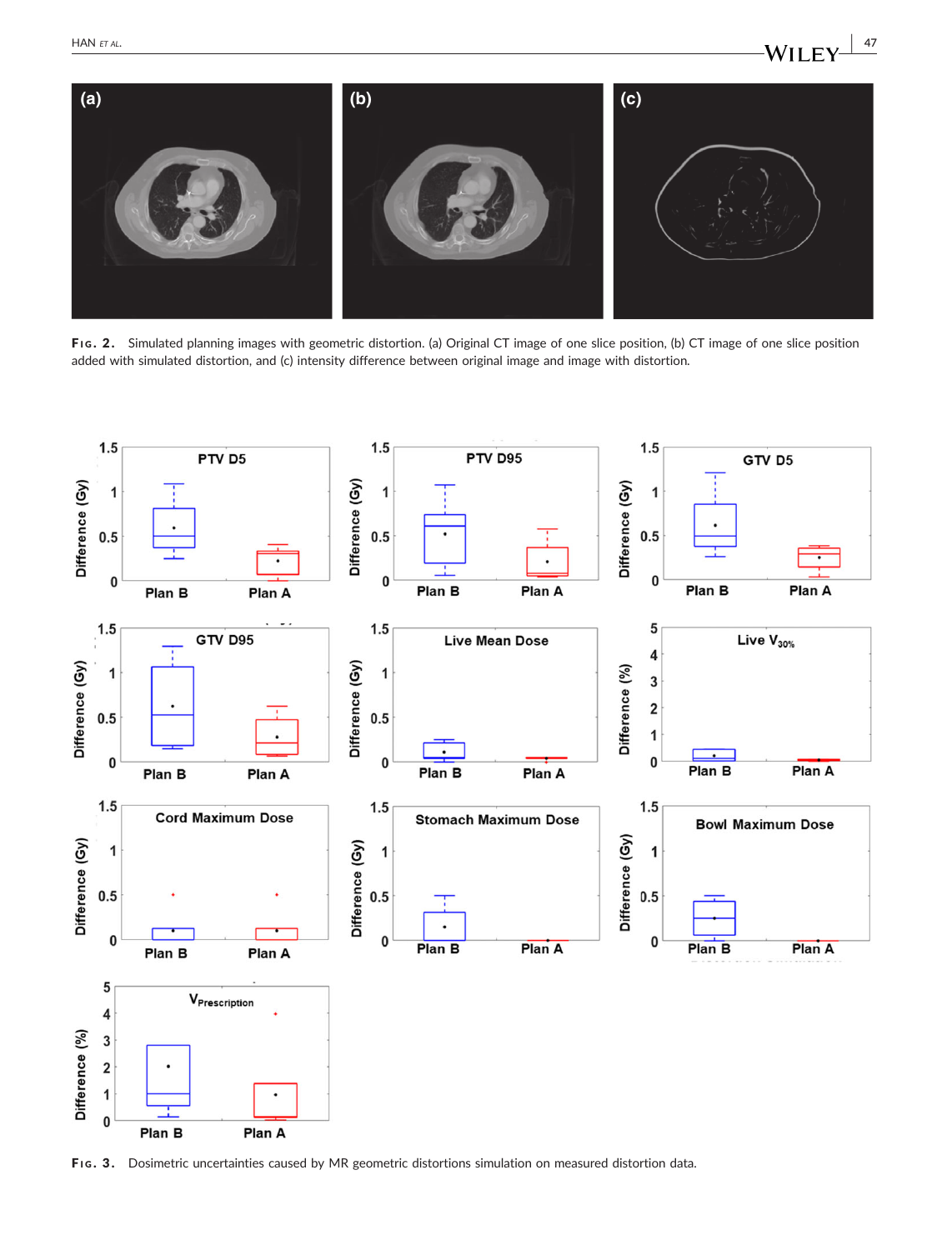**FIG. 2.** Simulated planning images with geometric distortion. (a) Original CT image of one slice position, (b) CT image of one slice position added with simulated distortion, and (c) intensity difference between original image and image with distortion.

**FIG. 3.** Dosimetric uncertainties caused by MR geometric distortions simulation on measured distortion data.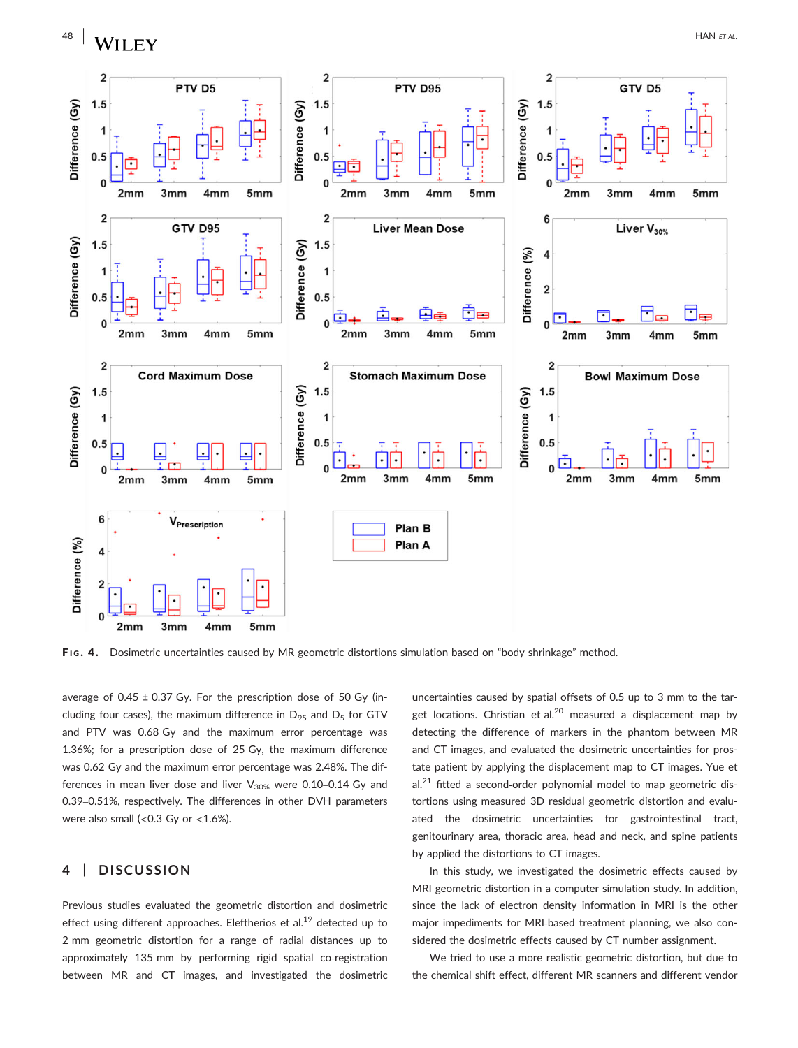FIG. 4. Dosimetric uncertainties caused by MR geometric distortions simulation based on "body shrinkage" method.

average of 0.45 ± 0.37 Gy. For the prescription dose of 50 Gy (including four cases), the maximum difference in $D_{95}$ and $D_5$ for GTV and PTV was 0.68 Gy and the maximum error percentage was 1.36%; for a prescription dose of 25 Gy, the maximum difference was 0.62 Gy and the maximum error percentage was 2.48%. The differences in mean liver dose and liver $V_{30\%}$ were 0.10–0.14 Gy and 0.39–0.51%, respectively. The differences in other DVH parameters were also small (<0.3 Gy or <1.6%).

## 4 | DISCUSSION

Previous studies evaluated the geometric distortion and dosimetric effect using different approaches. Eleftherios et al.[19] detected up to 2 mm geometric distortion for a range of radial distances up to approximately 135 mm by performing rigid spatial co-registration between MR and CT images, and investigated the dosimetric uncertainties caused by spatial offsets of 0.5 up to 3 mm to the target locations. Christian et al.[20] measured a displacement map by detecting the difference of markers in the phantom between MR and CT images, and evaluated the dosimetric uncertainties for prostate patient by applying the displacement map to CT images. Yue et al.[21] fitted a second-order polynomial model to map geometric distortions using measured 3D residual geometric distortion and evaluated the dosimetric uncertainties for gastrointestinal tract, genitourinary area, thoracic area, head and neck, and spine patients by applied the distortions to CT images.

In this study, we investigated the dosimetric effects caused by MRI geometric distortion in a computer simulation study. In addition, since the lack of electron density information in MRI is one of the major impediments for MRI-based treatment planning, we also considered the dosimetric effects caused by CT number assignment.

We tried to use a more realistic geometric distortion, but due to the chemical shift effect, different MR scanners and different vendor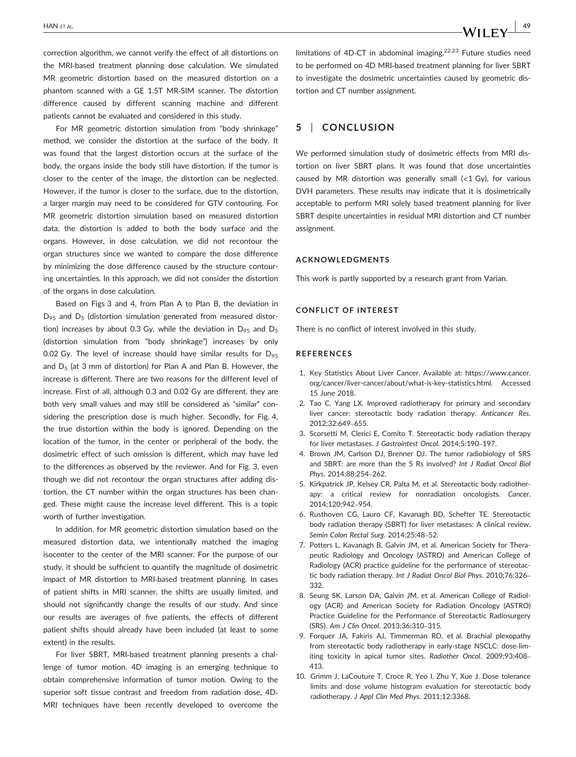correction algorithm, we cannot verify the effect of all distortions on the MRI-based treatment planning dose calculation. We simulated MR geometric distortion based on the measured distortion on a phantom scanned with a GE 1.5T MR-SIM scanner. The distortion difference caused by different scanning machine and different patients cannot be evaluated and considered in this study.

For MR geometric distortion simulation from "body shrinkage" method, we consider the distortion at the surface of the body. It was found that the largest distortion occurs at the surface of the body, the organs inside the body still have distortion. If the tumor is closer to the center of the image, the distortion can be neglected. However, if the tumor is closer to the surface, due to the distortion, a larger margin may need to be considered for GTV contouring. For MR geometric distortion simulation based on measured distortion data, the distortion is added to both the body surface and the organs. However, in dose calculation, we did not recontour the organ structures since we wanted to compare the dose difference by minimizing the dose difference caused by the structure contouring uncertainties. In this approach, we did not consider the distortion of the organs in dose calculation.

Based on Figs 3 and 4, from Plan A to Plan B, the deviation in $D_{95}$ and $D_5$ (distortion simulation generated from measured distortion) increases by about 0.3 Gy, while the deviation in $D_{95}$ and $D_5$ (distortion simulation from "body shrinkage") increases by only 0.02 Gy. The level of increase should have similar results for $D_{95}$ and $D_5$ (at 3 mm of distortion) for Plan A and Plan B. However, the increase is different. There are two reasons for the different level of increase. First of all, although 0.3 and 0.02 Gy are different, they are both very small values and may still be considered as "similar" considering the prescription dose is much higher. Secondly, for Fig. 4, the true distortion within the body is ignored. Depending on the location of the tumor, in the center or peripheral of the body, the dosimetric effect of such omission is different, which may have led to the differences as observed by the reviewer. And for Fig. 3, even though we did not recontour the organ structures after adding distortion, the CT number within the organ structures has been changed. These might cause the increase level different. This is a topic worth of further investigation.

In addition, for MR geometric distortion simulation based on the measured distortion data, we intentionally matched the imaging isocenter to the center of the MRI scanner. For the purpose of our study, it should be sufficient to quantify the magnitude of dosimetric impact of MR distortion to MRI-based treatment planning. In cases of patient shifts in MRI scanner, the shifts are usually limited, and should not significantly change the results of our study. And since our results are averages of five patients, the effects of different patient shifts should already have been included (at least to some extent) in the results.

For liver SBRT, MRI-based treatment planning presents a challenge of tumor motion. 4D imaging is an emerging technique to obtain comprehensive information of tumor motion. Owing to the superior soft tissue contrast and freedom from radiation dose, 4D-MRI techniques have been recently developed to overcome the limitations of 4D-CT in abdominal imaging.[22,23] Future studies need to be performed on 4D MRI-based treatment planning for liver SBRT to investigate the dosimetric uncertainties caused by geometric distortion and CT number assignment.

## 5 | CONCLUSION

We performed simulation study of dosimetric effects from MRI distortion on liver SBRT plans. It was found that dose uncertainties caused by MR distortion was generally small (<1 Gy), for various DVH parameters. These results may indicate that it is dosimetrically acceptable to perform MRI solely based treatment planning for liver SBRT despite uncertainties in residual MRI distortion and CT number assignment.

### ACKNOWLEDGMENTS

This work is partly supported by a research grant from Varian.

### CONFLICT OF INTEREST

There is no conflict of interest involved in this study.

### REFERENCES

1. Key Statistics About Liver Cancer. Available at: https://www.cancer.org/cancer/liver-cancer/about/what-is-key-statistics.html. Accessed 15 June 2018.
2. Tao C, Yang LX. Improved radiotherapy for primary and secondary liver cancer: stereotactic body radiation therapy. *Anticancer Res*. 2012;32:649–655.
3. Scorsetti M, Clerici E, Comito T. Stereotactic body radiation therapy for liver metastases. *J Gastrointest Oncol*. 2014;5:190–197.
4. Brown JM, Carlson DJ, Brenner DJ. The tumor radiobiology of SRS and SBRT: are more than the 5 Rs involved? *Int J Radiat Oncol Biol Phys*. 2014;88:254–262.
5. Kirkpatrick JP, Kelsey CR, Palta M, et al. Stereotactic body radiotherapy: a critical review for nonradiation oncologists. *Cancer*. 2014;120:942–954.
6. Rusthoven CG, Lauro CF, Kavanagh BD, Schefter TE. Stereotactic body radiation therapy (SBRT) for liver metastases: A clinical review. *Semin Colon Rectal Surg*. 2014;25:48–52.
7. Potters L, Kavanagh B, Galvin JM, et al. American Society for Therapeutic Radiology and Oncology (ASTRO) and American College of Radiology (ACR) practice guideline for the performance of stereotactic body radiation therapy. *Int J Radiat Oncol Biol Phys*. 2010;76:326–332.
8. Seung SK, Larson DA, Galvin JM, et al. American College of Radiology (ACR) and American Society for Radiation Oncology (ASTRO) Practice Guideline for the Performance of Stereotactic Radiosurgery (SRS). *Am J Clin Oncol*. 2013;36:310–315.
9. Forquer JA, Fakiris AJ, Timmerman RD, et al. Brachial plexopathy from stereotactic body radiotherapy in early-stage NSCLC: dose-limiting toxicity in apical tumor sites. *Radiother Oncol*. 2009;93:408–413.
10. Grimm J, LaCouture T, Croce R, Yeo I, Zhu Y, Xue J. Dose tolerance limits and dose volume histogram evaluation for stereotactic body radiotherapy. *J Appl Clin Med Phys*. 2011;12:3368.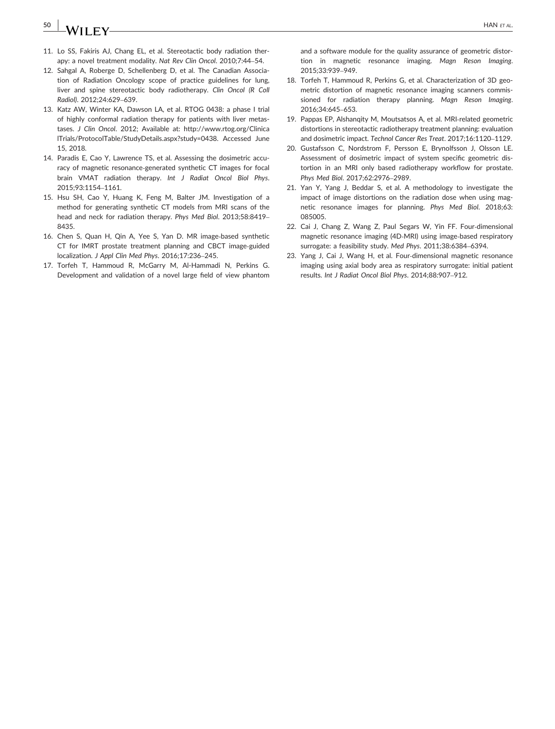11. Lo SS, Fakiris AJ, Chang EL, et al. Stereotactic body radiation therapy: a novel treatment modality. *Nat Rev Clin Oncol*. 2010;7:44–54.
12. Sahgal A, Roberge D, Schellenberg D, et al. The Canadian Association of Radiation Oncology scope of practice guidelines for lung, liver and spine stereotactic body radiotherapy. *Clin Oncol (R Coll Radiol)*. 2012;24:629–639.
13. Katz AW, Winter KA, Dawson LA, et al. RTOG 0438: a phase I trial of highly conformal radiation therapy for patients with liver metastases. *J Clin Oncol*. 2012; Available at: http://www.rtog.org/ClinicalTrials/ProtocolTable/StudyDetails.aspx?study=0438. Accessed June 15, 2018.
14. Paradis E, Cao Y, Lawrence TS, et al. Assessing the dosimetric accuracy of magnetic resonance-generated synthetic CT images for focal brain VMAT radiation therapy. *Int J Radiat Oncol Biol Phys*. 2015;93:1154–1161.
15. Hsu SH, Cao Y, Huang K, Feng M, Balter JM. Investigation of a method for generating synthetic CT models from MRI scans of the head and neck for radiation therapy. *Phys Med Biol*. 2013;58:8419–8435.
16. Chen S, Quan H, Qin A, Yee S, Yan D. MR image-based synthetic CT for IMRT prostate treatment planning and CBCT image-guided localization. *J Appl Clin Med Phys*. 2016;17:236–245.
17. Torfeh T, Hammoud R, McGarry M, Al-Hammadi N, Perkins G. Development and validation of a novel large field of view phantom and a software module for the quality assurance of geometric distortion in magnetic resonance imaging. *Magn Reson Imaging*. 2015;33:939–949.
18. Torfeh T, Hammoud R, Perkins G, et al. Characterization of 3D geometric distortion of magnetic resonance imaging scanners commissioned for radiation therapy planning. *Magn Reson Imaging*. 2016;34:645–653.
19. Pappas EP, Alshanqity M, Moutsatsos A, et al. MRI-related geometric distortions in stereotactic radiotherapy treatment planning: evaluation and dosimetric impact. *Technol Cancer Res Treat*. 2017;16:1120–1129.
20. Gustafsson C, Nordstrom F, Persson E, Brynolfsson J, Olsson LE. Assessment of dosimetric impact of system specific geometric distortion in an MRI only based radiotherapy workflow for prostate. *Phys Med Biol*. 2017;62:2976–2989.
21. Yan Y, Yang J, Beddar S, et al. A methodology to investigate the impact of image distortions on the radiation dose when using magnetic resonance images for planning. *Phys Med Biol*. 2018;63: 085005.
22. Cai J, Chang Z, Wang Z, Paul Segars W, Yin FF. Four-dimensional magnetic resonance imaging (4D-MRI) using image-based respiratory surrogate: a feasibility study. *Med Phys*. 2011;38:6384–6394.
23. Yang J, Cai J, Wang H, et al. Four-dimensional magnetic resonance imaging using axial body area as respiratory surrogate: initial patient results. *Int J Radiat Oncol Biol Phys*. 2014;88:907–912.